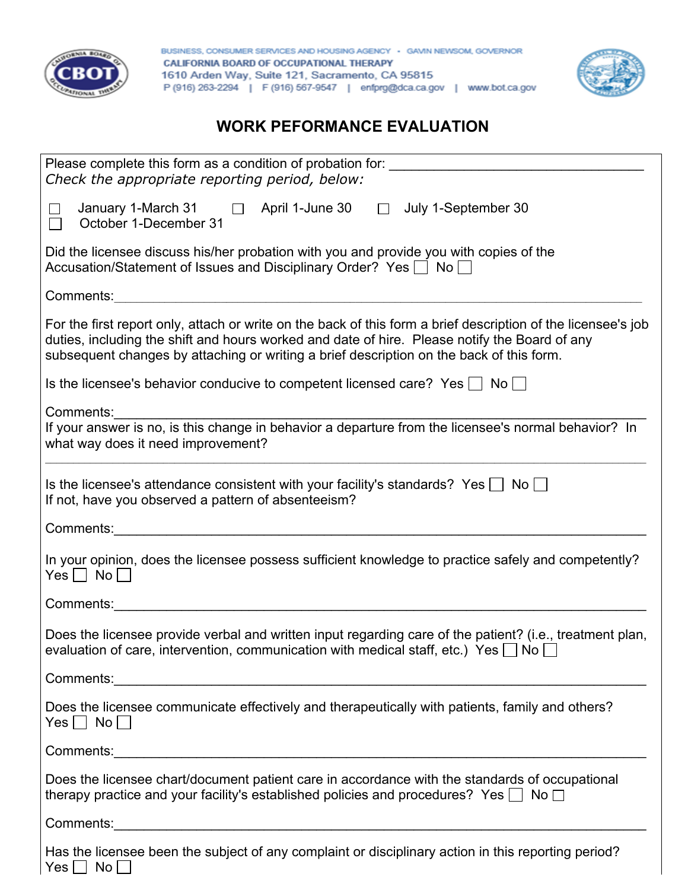BUSINESS, CONSUMER SERVICES AND HOUSING AGENCY • GAVIN NEWSOM, GOVERNOR
**CALIFORNIA BOARD OF OCCUPATIONAL THERAPY**
1610 Arden Way, Suite 121, Sacramento, CA 95815
P (916) 263-2294 | F (916) 567-9547 | enfprg@dca.ca.gov | www.bot.ca.gov

# WORK PEFORMANCE EVALUATION

Please complete this form as a condition of probation for: ___________________________________
*Check the appropriate reporting period, below:*

☐ January 1-March 31 ☐ April 1-June 30 ☐ July 1-September 30
☐ October 1-December 31

Did the licensee discuss his/her probation with you and provide you with copies of the Accusation/Statement of Issues and Disciplinary Order? Yes ☐ No ☐

Comments:_______________________________________________________________________

For the first report only, attach or write on the back of this form a brief description of the licensee's job duties, including the shift and hours worked and date of hire. Please notify the Board of any subsequent changes by attaching or writing a brief description on the back of this form.

Is the licensee's behavior conducive to competent licensed care? Yes ☐ No ☐

Comments:_______________________________________________________________________
If your answer is no, is this change in behavior a departure from the licensee's normal behavior? In what way does it need improvement?
_________________________________________________________________________________

Is the licensee's attendance consistent with your facility's standards? Yes ☐ No ☐
If not, have you observed a pattern of absenteeism?

Comments:_______________________________________________________________________

In your opinion, does the licensee possess sufficient knowledge to practice safely and competently?
Yes ☐ No ☐

Comments:_______________________________________________________________________

Does the licensee provide verbal and written input regarding care of the patient? (i.e., treatment plan, evaluation of care, intervention, communication with medical staff, etc.) Yes ☐ No ☐

Comments:_______________________________________________________________________

Does the licensee communicate effectively and therapeutically with patients, family and others?
Yes ☐ No ☐

Comments:_______________________________________________________________________

Does the licensee chart/document patient care in accordance with the standards of occupational therapy practice and your facility's established policies and procedures? Yes ☐ No ☐

Comments:_______________________________________________________________________

Has the licensee been the subject of any complaint or disciplinary action in this reporting period?
Yes ☐ No ☐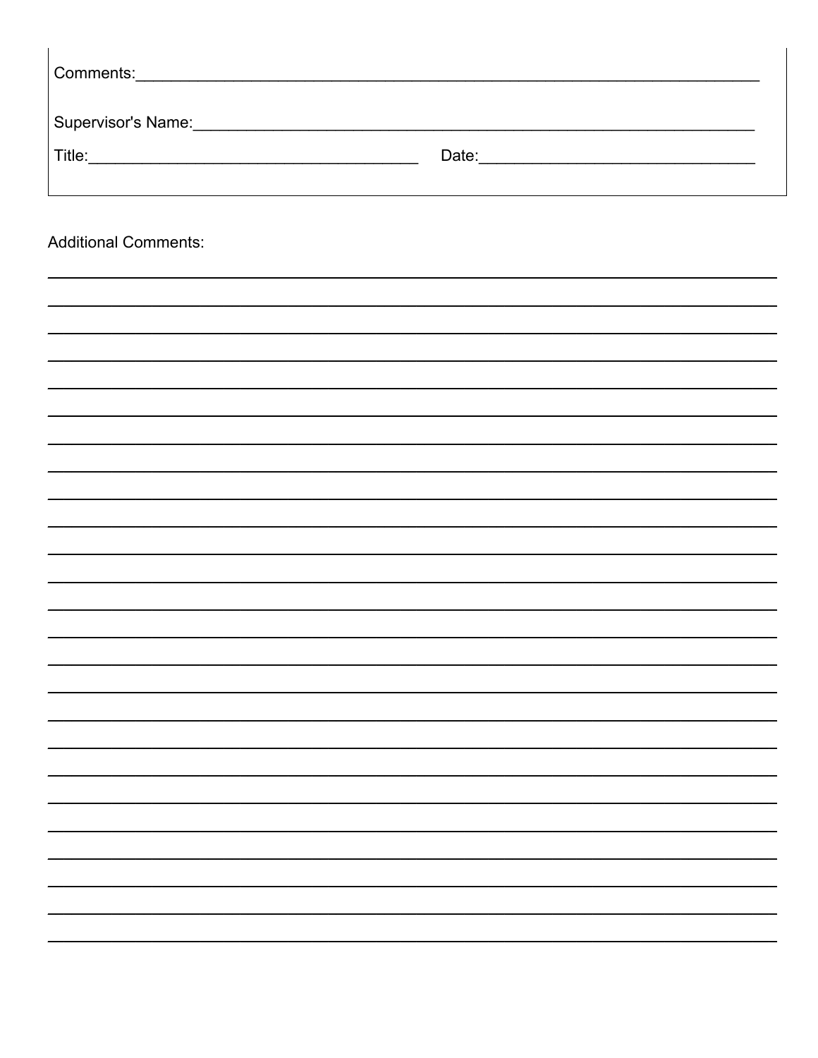Comments:_______________________________________________________________________

Supervisor's Name:_________________________________________________________________

Title:____________________________________ Date:______________________________

Additional Comments:

___________________________________________________________________________________

___________________________________________________________________________________

___________________________________________________________________________________

___________________________________________________________________________________

___________________________________________________________________________________

___________________________________________________________________________________

___________________________________________________________________________________

___________________________________________________________________________________

___________________________________________________________________________________

___________________________________________________________________________________

___________________________________________________________________________________

___________________________________________________________________________________

___________________________________________________________________________________

___________________________________________________________________________________

___________________________________________________________________________________

___________________________________________________________________________________

___________________________________________________________________________________

___________________________________________________________________________________

___________________________________________________________________________________

___________________________________________________________________________________

___________________________________________________________________________________

___________________________________________________________________________________

___________________________________________________________________________________

___________________________________________________________________________________

___________________________________________________________________________________